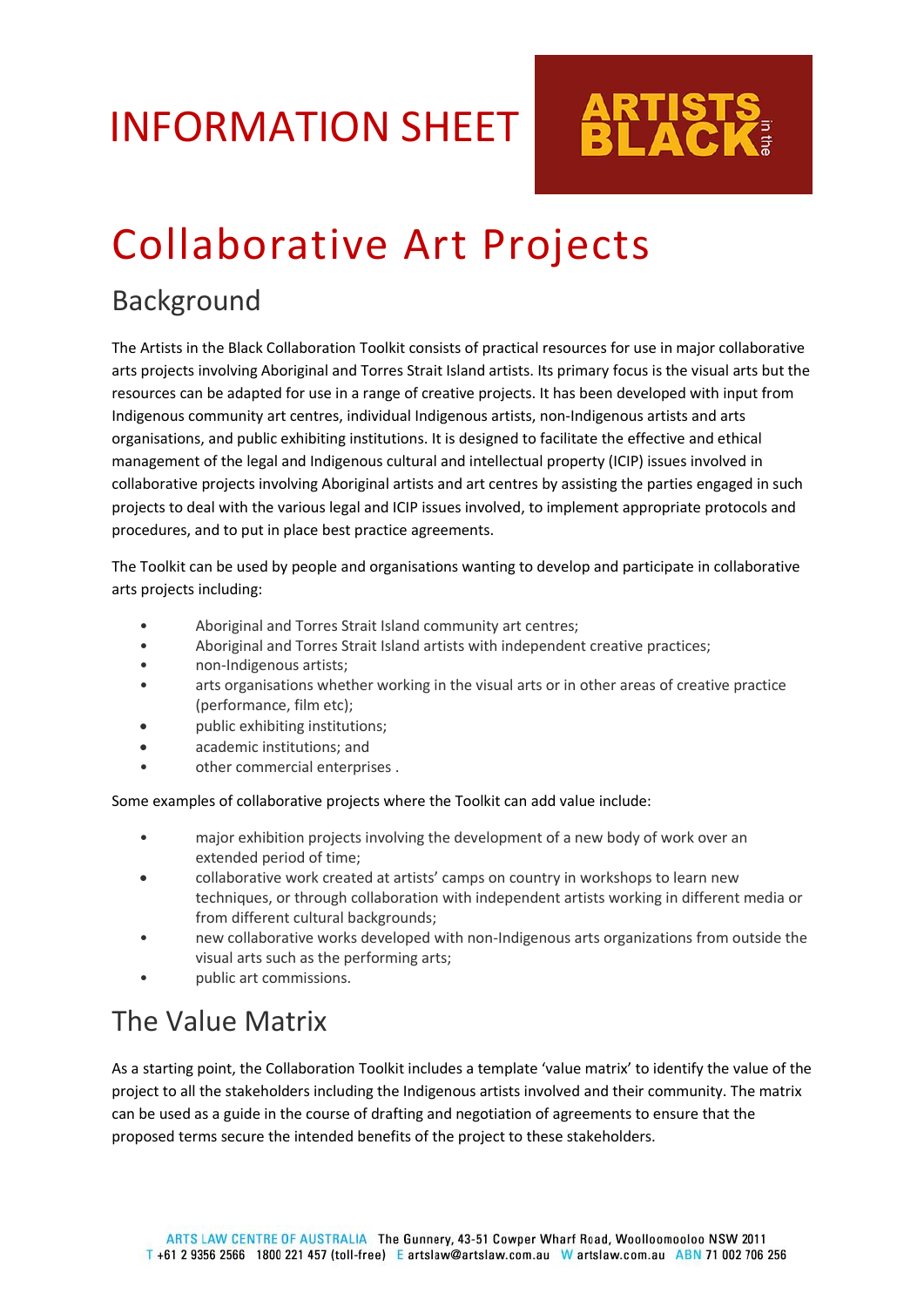# INFORMATION SHEET

ARTISTS in the BLACK

# Collaborative Art Projects

## Background

The Artists in the Black Collaboration Toolkit consists of practical resources for use in major collaborative arts projects involving Aboriginal and Torres Strait Island artists. Its primary focus is the visual arts but the resources can be adapted for use in a range of creative projects. It has been developed with input from Indigenous community art centres, individual Indigenous artists, non-Indigenous artists and arts organisations, and public exhibiting institutions. It is designed to facilitate the effective and ethical management of the legal and Indigenous cultural and intellectual property (ICIP) issues involved in collaborative projects involving Aboriginal artists and art centres by assisting the parties engaged in such projects to deal with the various legal and ICIP issues involved, to implement appropriate protocols and procedures, and to put in place best practice agreements.

The Toolkit can be used by people and organisations wanting to develop and participate in collaborative arts projects including:

- Aboriginal and Torres Strait Island community art centres;
- Aboriginal and Torres Strait Island artists with independent creative practices;
- non-Indigenous artists;
- arts organisations whether working in the visual arts or in other areas of creative practice (performance, film etc);
- public exhibiting institutions;
- academic institutions; and
- other commercial enterprises .

Some examples of collaborative projects where the Toolkit can add value include:

- major exhibition projects involving the development of a new body of work over an extended period of time;
- collaborative work created at artists' camps on country in workshops to learn new techniques, or through collaboration with independent artists working in different media or from different cultural backgrounds;
- new collaborative works developed with non-Indigenous arts organizations from outside the visual arts such as the performing arts;
- public art commissions.

## The Value Matrix

As a starting point, the Collaboration Toolkit includes a template 'value matrix' to identify the value of the project to all the stakeholders including the Indigenous artists involved and their community. The matrix can be used as a guide in the course of drafting and negotiation of agreements to ensure that the proposed terms secure the intended benefits of the project to these stakeholders.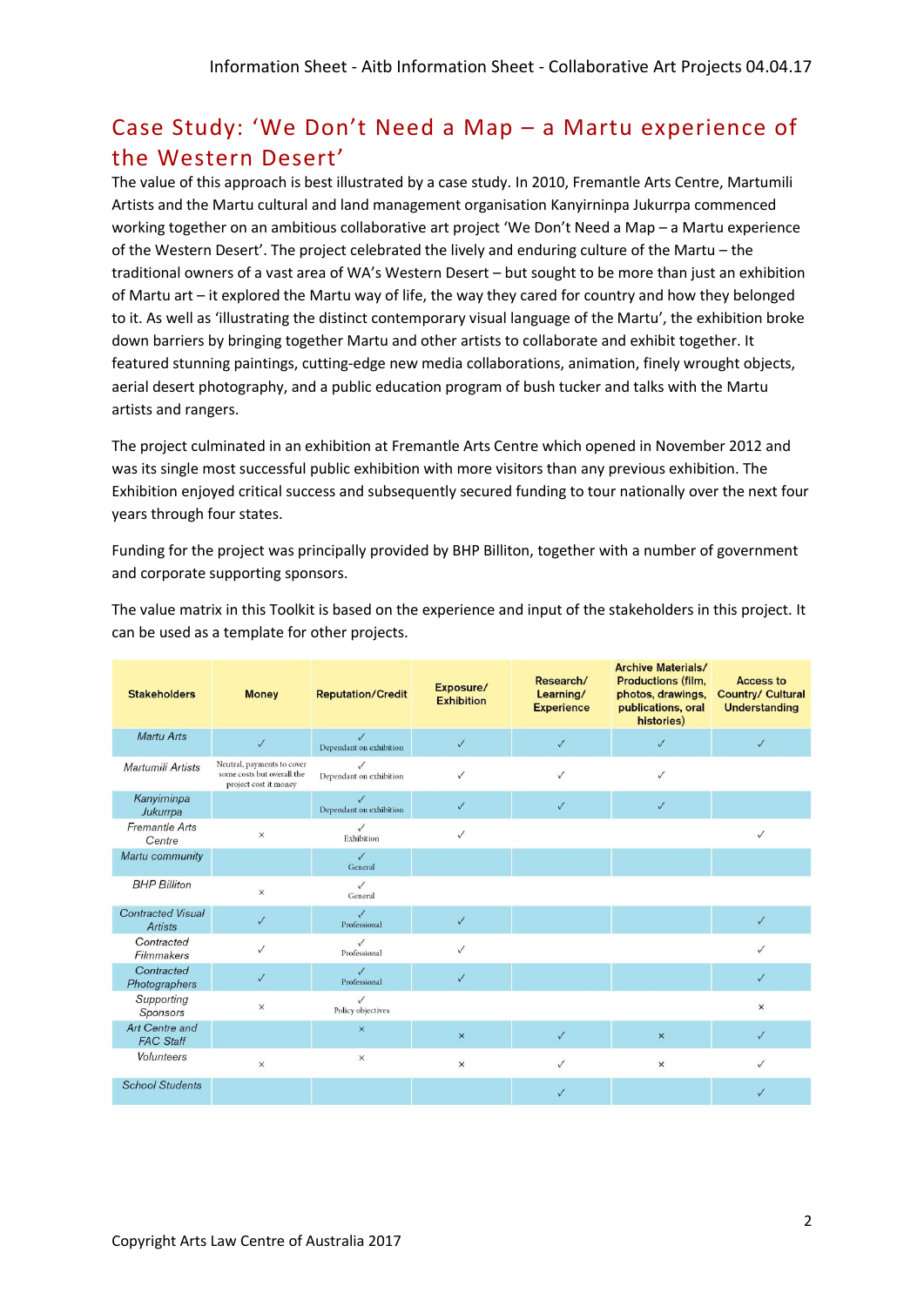## Case Study: 'We Don't Need a Map – a Martu experience of the Western Desert'

The value of this approach is best illustrated by a case study. In 2010, Fremantle Arts Centre, Martumili Artists and the Martu cultural and land management organisation Kanyirninpa Jukurrpa commenced working together on an ambitious collaborative art project 'We Don't Need a Map – a Martu experience of the Western Desert'. The project celebrated the lively and enduring culture of the Martu – the traditional owners of a vast area of WA's Western Desert – but sought to be more than just an exhibition of Martu art – it explored the Martu way of life, the way they cared for country and how they belonged to it. As well as 'illustrating the distinct contemporary visual language of the Martu', the exhibition broke down barriers by bringing together Martu and other artists to collaborate and exhibit together. It featured stunning paintings, cutting-edge new media collaborations, animation, finely wrought objects, aerial desert photography, and a public education program of bush tucker and talks with the Martu artists and rangers.

The project culminated in an exhibition at Fremantle Arts Centre which opened in November 2012 and was its single most successful public exhibition with more visitors than any previous exhibition. The Exhibition enjoyed critical success and subsequently secured funding to tour nationally over the next four years through four states.

Funding for the project was principally provided by BHP Billiton, together with a number of government and corporate supporting sponsors.

The value matrix in this Toolkit is based on the experience and input of the stakeholders in this project. It can be used as a template for other projects.

| Stakeholders | Money | Reputation/Credit | Exposure/ Exhibition | Research/ Learning/ Experience | Archive Materials/ Productions (film, photos, drawings, publications, oral histories) | Access to Country/ Cultural Understanding |
|---|---|---|---|---|---|---|
| *Martu Arts* | ✓ | ✓ Dependant on exhibition | ✓ | ✓ | ✓ | ✓ |
| *Martumili Artists* | Neutral, payments to cover some costs but overall the project cost it money | ✓ Dependant on exhibition | ✓ | ✓ | ✓ | |
| *Kanyirninpa Jukurrpa* | | ✓ Dependant on exhibition | ✓ | ✓ | ✓ | |
| *Fremantle Arts Centre* | × | ✓ Exhibition | ✓ | | | ✓ |
| *Martu community* | | ✓ General | | | | |
| *BHP Billiton* | × | ✓ General | | | | |
| *Contracted Visual Artists* | ✓ | ✓ Professional | ✓ | | | ✓ |
| *Contracted Filmmakers* | ✓ | ✓ Professional | ✓ | | | ✓ |
| *Contracted Photographers* | ✓ | ✓ Professional | ✓ | | | ✓ |
| *Supporting Sponsors* | × | ✓ Policy objectives | | | | × |
| *Art Centre and FAC Staff* | | × | × | ✓ | × | ✓ |
| *Volunteers* | × | × | × | ✓ | × | ✓ |
| *School Students* | | | | ✓ | | ✓ |

Copyright Arts Law Centre of Australia 2017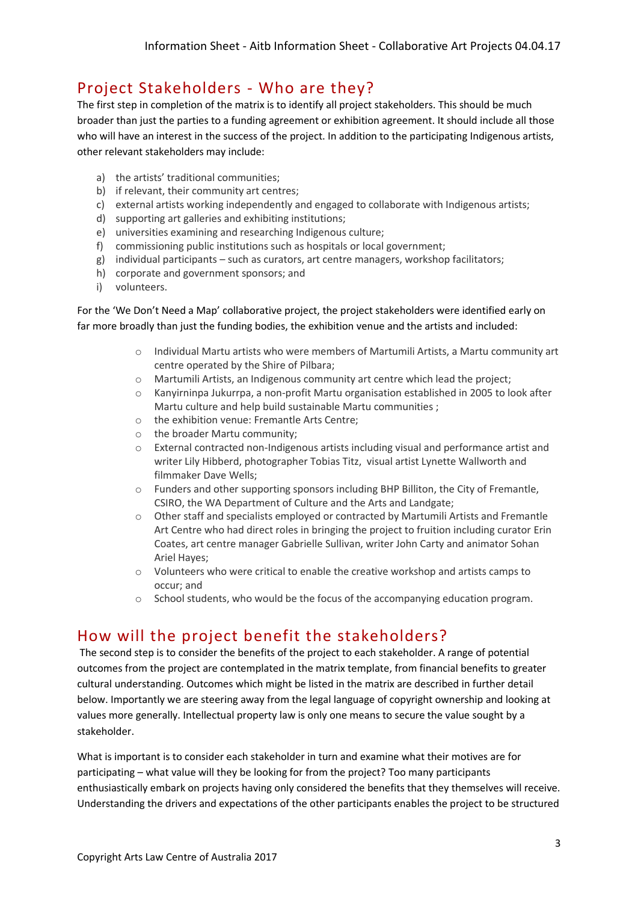## Project Stakeholders - Who are they?

The first step in completion of the matrix is to identify all project stakeholders. This should be much broader than just the parties to a funding agreement or exhibition agreement. It should include all those who will have an interest in the success of the project. In addition to the participating Indigenous artists, other relevant stakeholders may include:

a) the artists' traditional communities;
b) if relevant, their community art centres;
c) external artists working independently and engaged to collaborate with Indigenous artists;
d) supporting art galleries and exhibiting institutions;
e) universities examining and researching Indigenous culture;
f) commissioning public institutions such as hospitals or local government;
g) individual participants – such as curators, art centre managers, workshop facilitators;
h) corporate and government sponsors; and
i) volunteers.

For the 'We Don't Need a Map' collaborative project, the project stakeholders were identified early on far more broadly than just the funding bodies, the exhibition venue and the artists and included:

- Individual Martu artists who were members of Martumili Artists, a Martu community art centre operated by the Shire of Pilbara;
- Martumili Artists, an Indigenous community art centre which lead the project;
- Kanyirninpa Jukurrpa, a non-profit Martu organisation established in 2005 to look after Martu culture and help build sustainable Martu communities ;
- the exhibition venue: Fremantle Arts Centre;
- the broader Martu community;
- External contracted non-Indigenous artists including visual and performance artist and writer Lily Hibberd, photographer Tobias Titz, visual artist Lynette Wallworth and filmmaker Dave Wells;
- Funders and other supporting sponsors including BHP Billiton, the City of Fremantle, CSIRO, the WA Department of Culture and the Arts and Landgate;
- Other staff and specialists employed or contracted by Martumili Artists and Fremantle Art Centre who had direct roles in bringing the project to fruition including curator Erin Coates, art centre manager Gabrielle Sullivan, writer John Carty and animator Sohan Ariel Hayes;
- Volunteers who were critical to enable the creative workshop and artists camps to occur; and
- School students, who would be the focus of the accompanying education program.

## How will the project benefit the stakeholders?

The second step is to consider the benefits of the project to each stakeholder. A range of potential outcomes from the project are contemplated in the matrix template, from financial benefits to greater cultural understanding. Outcomes which might be listed in the matrix are described in further detail below. Importantly we are steering away from the legal language of copyright ownership and looking at values more generally. Intellectual property law is only one means to secure the value sought by a stakeholder.

What is important is to consider each stakeholder in turn and examine what their motives are for participating – what value will they be looking for from the project? Too many participants enthusiastically embark on projects having only considered the benefits that they themselves will receive. Understanding the drivers and expectations of the other participants enables the project to be structured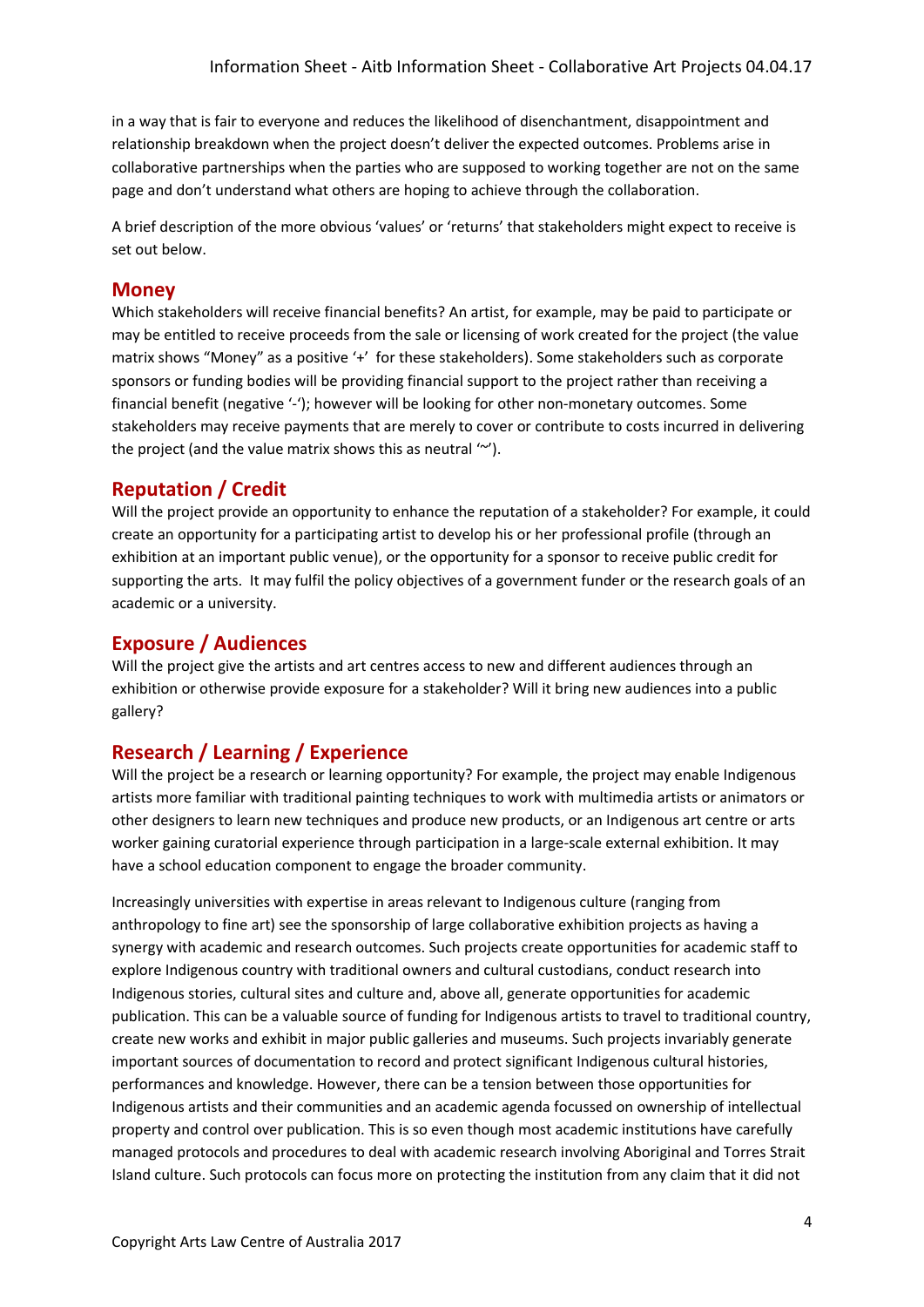in a way that is fair to everyone and reduces the likelihood of disenchantment, disappointment and relationship breakdown when the project doesn't deliver the expected outcomes. Problems arise in collaborative partnerships when the parties who are supposed to working together are not on the same page and don't understand what others are hoping to achieve through the collaboration.

A brief description of the more obvious 'values' or 'returns' that stakeholders might expect to receive is set out below.

## Money

Which stakeholders will receive financial benefits? An artist, for example, may be paid to participate or may be entitled to receive proceeds from the sale or licensing of work created for the project (the value matrix shows "Money" as a positive '+'  for these stakeholders). Some stakeholders such as corporate sponsors or funding bodies will be providing financial support to the project rather than receiving a financial benefit (negative '-'); however will be looking for other non-monetary outcomes. Some stakeholders may receive payments that are merely to cover or contribute to costs incurred in delivering the project (and the value matrix shows this as neutral '~').

## Reputation / Credit

Will the project provide an opportunity to enhance the reputation of a stakeholder? For example, it could create an opportunity for a participating artist to develop his or her professional profile (through an exhibition at an important public venue), or the opportunity for a sponsor to receive public credit for supporting the arts.  It may fulfil the policy objectives of a government funder or the research goals of an academic or a university.

## Exposure / Audiences

Will the project give the artists and art centres access to new and different audiences through an exhibition or otherwise provide exposure for a stakeholder? Will it bring new audiences into a public gallery?

## Research / Learning / Experience

Will the project be a research or learning opportunity? For example, the project may enable Indigenous artists more familiar with traditional painting techniques to work with multimedia artists or animators or other designers to learn new techniques and produce new products, or an Indigenous art centre or arts worker gaining curatorial experience through participation in a large-scale external exhibition. It may have a school education component to engage the broader community.

Increasingly universities with expertise in areas relevant to Indigenous culture (ranging from anthropology to fine art) see the sponsorship of large collaborative exhibition projects as having a synergy with academic and research outcomes. Such projects create opportunities for academic staff to explore Indigenous country with traditional owners and cultural custodians, conduct research into Indigenous stories, cultural sites and culture and, above all, generate opportunities for academic publication. This can be a valuable source of funding for Indigenous artists to travel to traditional country, create new works and exhibit in major public galleries and museums. Such projects invariably generate important sources of documentation to record and protect significant Indigenous cultural histories, performances and knowledge. However, there can be a tension between those opportunities for Indigenous artists and their communities and an academic agenda focussed on ownership of intellectual property and control over publication. This is so even though most academic institutions have carefully managed protocols and procedures to deal with academic research involving Aboriginal and Torres Strait Island culture. Such protocols can focus more on protecting the institution from any claim that it did not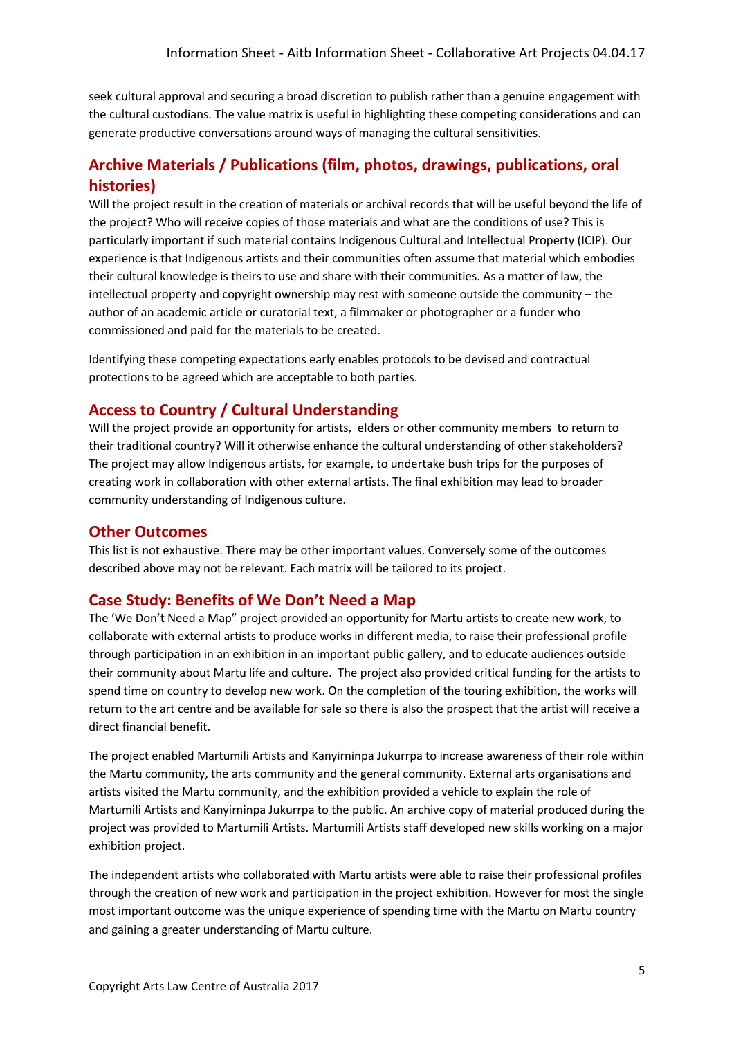seek cultural approval and securing a broad discretion to publish rather than a genuine engagement with the cultural custodians. The value matrix is useful in highlighting these competing considerations and can generate productive conversations around ways of managing the cultural sensitivities.

## Archive Materials / Publications (film, photos, drawings, publications, oral histories)

Will the project result in the creation of materials or archival records that will be useful beyond the life of the project? Who will receive copies of those materials and what are the conditions of use? This is particularly important if such material contains Indigenous Cultural and Intellectual Property (ICIP). Our experience is that Indigenous artists and their communities often assume that material which embodies their cultural knowledge is theirs to use and share with their communities. As a matter of law, the intellectual property and copyright ownership may rest with someone outside the community – the author of an academic article or curatorial text, a filmmaker or photographer or a funder who commissioned and paid for the materials to be created.

Identifying these competing expectations early enables protocols to be devised and contractual protections to be agreed which are acceptable to both parties.

## Access to Country / Cultural Understanding

Will the project provide an opportunity for artists, elders or other community members to return to their traditional country? Will it otherwise enhance the cultural understanding of other stakeholders? The project may allow Indigenous artists, for example, to undertake bush trips for the purposes of creating work in collaboration with other external artists. The final exhibition may lead to broader community understanding of Indigenous culture.

## Other Outcomes

This list is not exhaustive. There may be other important values. Conversely some of the outcomes described above may not be relevant. Each matrix will be tailored to its project.

## Case Study: Benefits of We Don't Need a Map

The 'We Don't Need a Map" project provided an opportunity for Martu artists to create new work, to collaborate with external artists to produce works in different media, to raise their professional profile through participation in an exhibition in an important public gallery, and to educate audiences outside their community about Martu life and culture. The project also provided critical funding for the artists to spend time on country to develop new work. On the completion of the touring exhibition, the works will return to the art centre and be available for sale so there is also the prospect that the artist will receive a direct financial benefit.

The project enabled Martumili Artists and Kanyirninpa Jukurrpa to increase awareness of their role within the Martu community, the arts community and the general community. External arts organisations and artists visited the Martu community, and the exhibition provided a vehicle to explain the role of Martumili Artists and Kanyirninpa Jukurrpa to the public. An archive copy of material produced during the project was provided to Martumili Artists. Martumili Artists staff developed new skills working on a major exhibition project.

The independent artists who collaborated with Martu artists were able to raise their professional profiles through the creation of new work and participation in the project exhibition. However for most the single most important outcome was the unique experience of spending time with the Martu on Martu country and gaining a greater understanding of Martu culture.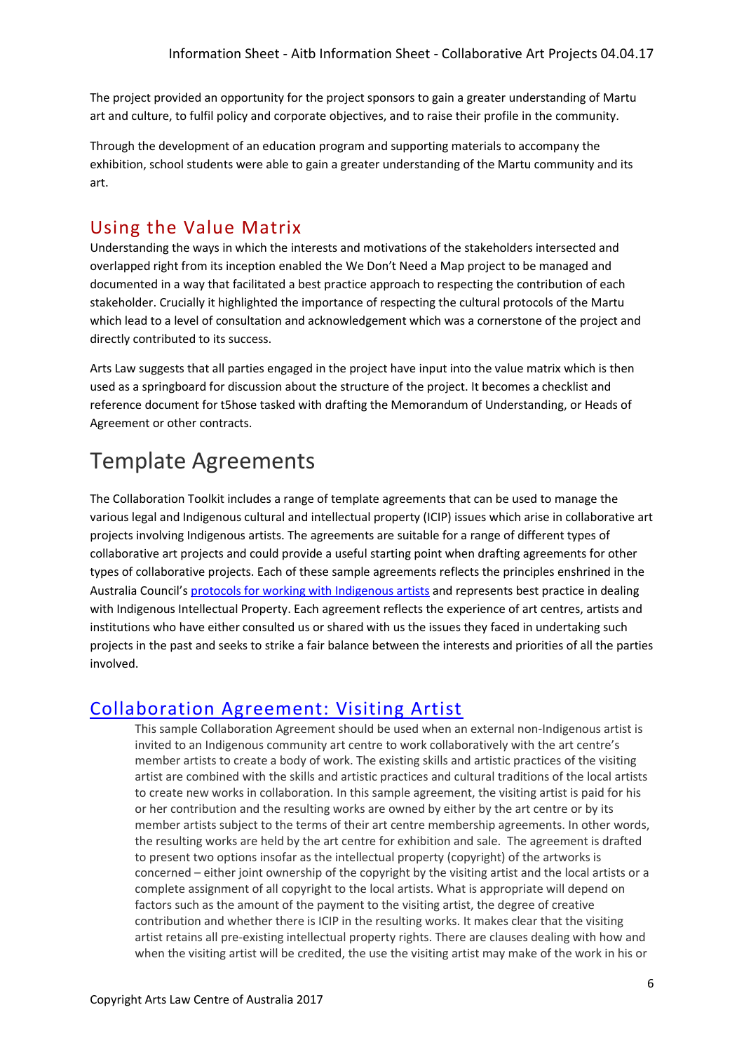The project provided an opportunity for the project sponsors to gain a greater understanding of Martu art and culture, to fulfil policy and corporate objectives, and to raise their profile in the community.

Through the development of an education program and supporting materials to accompany the exhibition, school students were able to gain a greater understanding of the Martu community and its art.

## Using the Value Matrix

Understanding the ways in which the interests and motivations of the stakeholders intersected and overlapped right from its inception enabled the We Don't Need a Map project to be managed and documented in a way that facilitated a best practice approach to respecting the contribution of each stakeholder. Crucially it highlighted the importance of respecting the cultural protocols of the Martu which lead to a level of consultation and acknowledgement which was a cornerstone of the project and directly contributed to its success.

Arts Law suggests that all parties engaged in the project have input into the value matrix which is then used as a springboard for discussion about the structure of the project. It becomes a checklist and reference document for t5hose tasked with drafting the Memorandum of Understanding, or Heads of Agreement or other contracts.

# Template Agreements

The Collaboration Toolkit includes a range of template agreements that can be used to manage the various legal and Indigenous cultural and intellectual property (ICIP) issues which arise in collaborative art projects involving Indigenous artists. The agreements are suitable for a range of different types of collaborative art projects and could provide a useful starting point when drafting agreements for other types of collaborative projects. Each of these sample agreements reflects the principles enshrined in the Australia Council's protocols for working with Indigenous artists and represents best practice in dealing with Indigenous Intellectual Property. Each agreement reflects the experience of art centres, artists and institutions who have either consulted us or shared with us the issues they faced in undertaking such projects in the past and seeks to strike a fair balance between the interests and priorities of all the parties involved.

## Collaboration Agreement: Visiting Artist

This sample Collaboration Agreement should be used when an external non-Indigenous artist is invited to an Indigenous community art centre to work collaboratively with the art centre's member artists to create a body of work. The existing skills and artistic practices of the visiting artist are combined with the skills and artistic practices and cultural traditions of the local artists to create new works in collaboration. In this sample agreement, the visiting artist is paid for his or her contribution and the resulting works are owned by either by the art centre or by its member artists subject to the terms of their art centre membership agreements. In other words, the resulting works are held by the art centre for exhibition and sale. The agreement is drafted to present two options insofar as the intellectual property (copyright) of the artworks is concerned – either joint ownership of the copyright by the visiting artist and the local artists or a complete assignment of all copyright to the local artists. What is appropriate will depend on factors such as the amount of the payment to the visiting artist, the degree of creative contribution and whether there is ICIP in the resulting works. It makes clear that the visiting artist retains all pre-existing intellectual property rights. There are clauses dealing with how and when the visiting artist will be credited, the use the visiting artist may make of the work in his or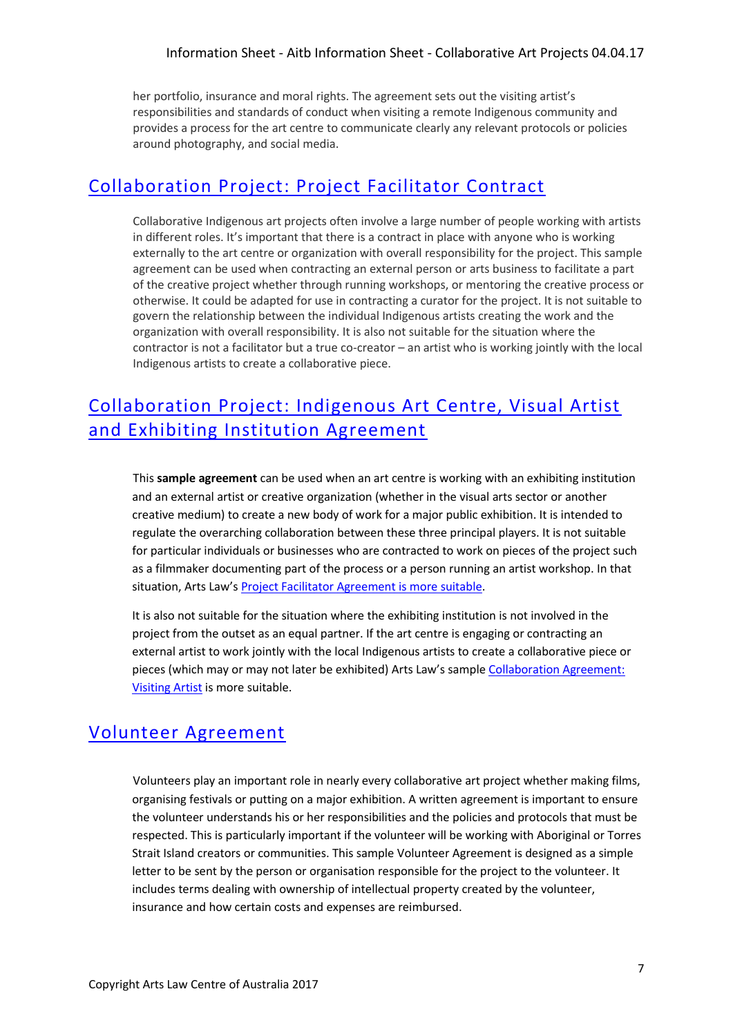her portfolio, insurance and moral rights. The agreement sets out the visiting artist's responsibilities and standards of conduct when visiting a remote Indigenous community and provides a process for the art centre to communicate clearly any relevant protocols or policies around photography, and social media.

## Collaboration Project: Project Facilitator Contract

Collaborative Indigenous art projects often involve a large number of people working with artists in different roles. It's important that there is a contract in place with anyone who is working externally to the art centre or organization with overall responsibility for the project. This sample agreement can be used when contracting an external person or arts business to facilitate a part of the creative project whether through running workshops, or mentoring the creative process or otherwise. It could be adapted for use in contracting a curator for the project. It is not suitable to govern the relationship between the individual Indigenous artists creating the work and the organization with overall responsibility. It is also not suitable for the situation where the contractor is not a facilitator but a true co-creator – an artist who is working jointly with the local Indigenous artists to create a collaborative piece.

## Collaboration Project: Indigenous Art Centre, Visual Artist and Exhibiting Institution Agreement

This **sample agreement** can be used when an art centre is working with an exhibiting institution and an external artist or creative organization (whether in the visual arts sector or another creative medium) to create a new body of work for a major public exhibition. It is intended to regulate the overarching collaboration between these three principal players. It is not suitable for particular individuals or businesses who are contracted to work on pieces of the project such as a filmmaker documenting part of the process or a person running an artist workshop. In that situation, Arts Law's Project Facilitator Agreement is more suitable.

It is also not suitable for the situation where the exhibiting institution is not involved in the project from the outset as an equal partner. If the art centre is engaging or contracting an external artist to work jointly with the local Indigenous artists to create a collaborative piece or pieces (which may or may not later be exhibited) Arts Law's sample Collaboration Agreement: Visiting Artist is more suitable.

## Volunteer Agreement

Volunteers play an important role in nearly every collaborative art project whether making films, organising festivals or putting on a major exhibition. A written agreement is important to ensure the volunteer understands his or her responsibilities and the policies and protocols that must be respected. This is particularly important if the volunteer will be working with Aboriginal or Torres Strait Island creators or communities. This sample Volunteer Agreement is designed as a simple letter to be sent by the person or organisation responsible for the project to the volunteer. It includes terms dealing with ownership of intellectual property created by the volunteer, insurance and how certain costs and expenses are reimbursed.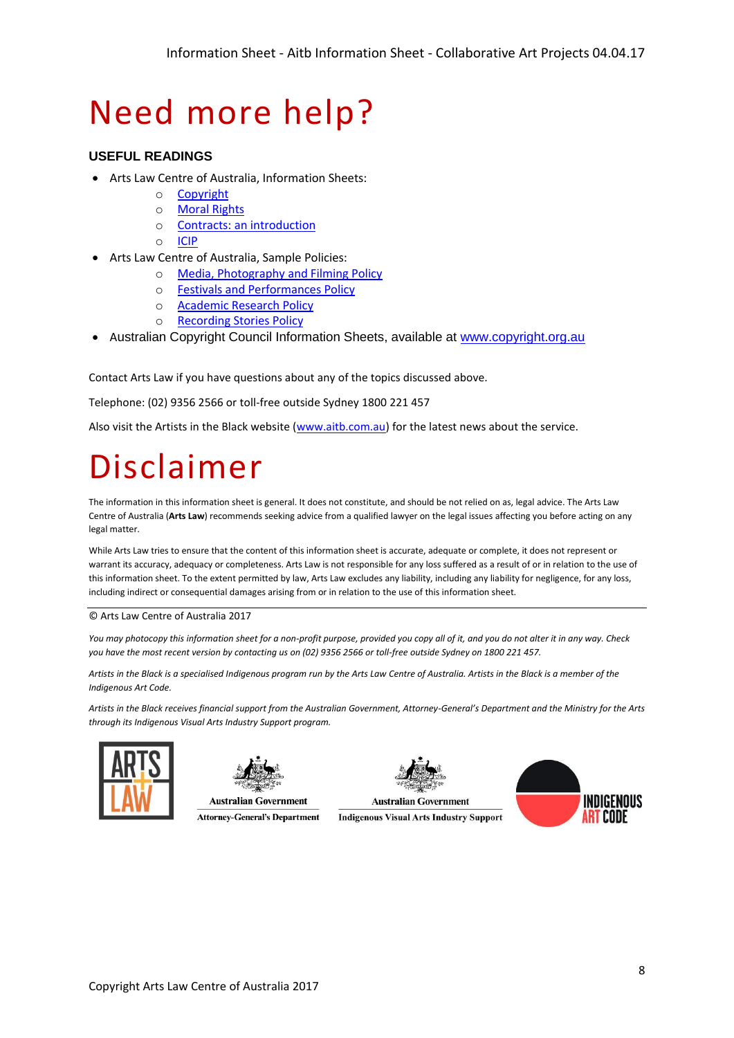# Need more help?

### USEFUL READINGS

- Arts Law Centre of Australia, Information Sheets:
  - Copyright
  - Moral Rights
  - Contracts: an introduction
  - ICIP
- Arts Law Centre of Australia, Sample Policies:
  - Media, Photography and Filming Policy
  - Festivals and Performances Policy
  - Academic Research Policy
  - Recording Stories Policy
- Australian Copyright Council Information Sheets, available at www.copyright.org.au

Contact Arts Law if you have questions about any of the topics discussed above.

Telephone: (02) 9356 2566 or toll-free outside Sydney 1800 221 457

Also visit the Artists in the Black website (www.aitb.com.au) for the latest news about the service.

# Disclaimer

The information in this information sheet is general. It does not constitute, and should be not relied on as, legal advice. The Arts Law Centre of Australia (**Arts Law**) recommends seeking advice from a qualified lawyer on the legal issues affecting you before acting on any legal matter.

While Arts Law tries to ensure that the content of this information sheet is accurate, adequate or complete, it does not represent or warrant its accuracy, adequacy or completeness. Arts Law is not responsible for any loss suffered as a result of or in relation to the use of this information sheet. To the extent permitted by law, Arts Law excludes any liability, including any liability for negligence, for any loss, including indirect or consequential damages arising from or in relation to the use of this information sheet.

---

© Arts Law Centre of Australia 2017

*You may photocopy this information sheet for a non-profit purpose, provided you copy all of it, and you do not alter it in any way. Check you have the most recent version by contacting us on (02) 9356 2566 or toll-free outside Sydney on 1800 221 457.*

*Artists in the Black is a specialised Indigenous program run by the Arts Law Centre of Australia. Artists in the Black is a member of the Indigenous Art Code.*

*Artists in the Black receives financial support from the Australian Government, Attorney-General's Department and the Ministry for the Arts through its Indigenous Visual Arts Industry Support program.*

ARTS + LAW

Australian Government
Attorney-General's Department

Australian Government
Indigenous Visual Arts Industry Support

INDIGENOUS ART CODE